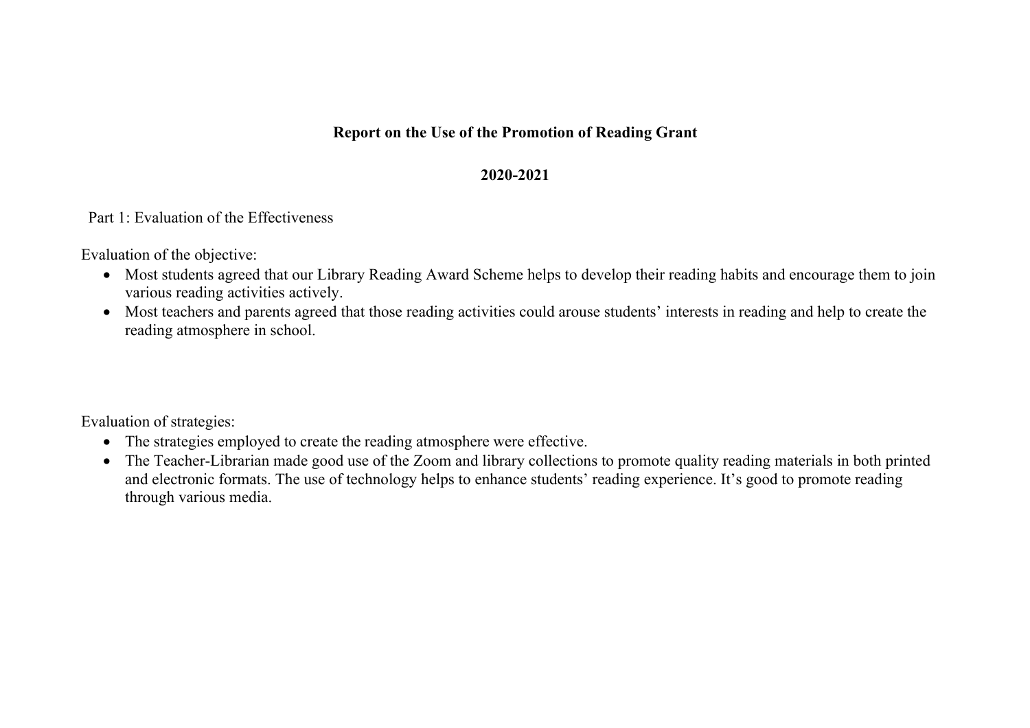# Report on the Use of the Promotion of Reading Grant

## 2020-2021

Part 1: Evaluation of the Effectiveness

Evaluation of the objective:

- Most students agreed that our Library Reading Award Scheme helps to develop their reading habits and encourage them to join various reading activities actively.
- Most teachers and parents agreed that those reading activities could arouse students' interests in reading and help to create the reading atmosphere in school.

Evaluation of strategies:

- The strategies employed to create the reading atmosphere were effective.
- The Teacher-Librarian made good use of the Zoom and library collections to promote quality reading materials in both printed and electronic formats. The use of technology helps to enhance students' reading experience. It's good to promote reading through various media.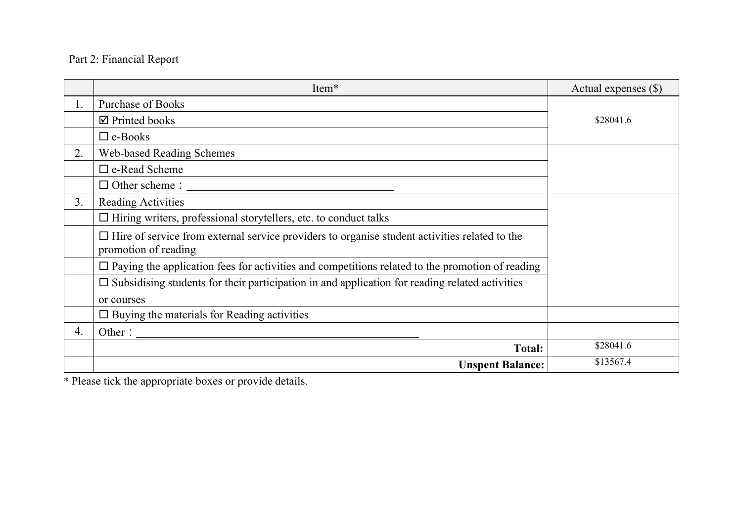Part 2: Financial Report

| | Item* | Actual expenses ($) |
|---|---|---|
| 1. | Purchase of Books | $28041.6 |
| | ☑ Printed books | |
| | ☐ e-Books | |
| 2. | Web-based Reading Schemes | |
| | ☐ e-Read Scheme | |
| | ☐ Other scheme：\_\_\_\_\_\_\_\_\_\_\_\_\_\_\_\_\_\_\_\_ | |
| 3. | Reading Activities | |
| | ☐ Hiring writers, professional storytellers, etc. to conduct talks | |
| | ☐ Hire of service from external service providers to organise student activities related to the promotion of reading | |
| | ☐ Paying the application fees for activities and competitions related to the promotion of reading | |
| | ☐ Subsidising students for their participation in and application for reading related activities or courses | |
| | ☐ Buying the materials for Reading activities | |
| 4. | Other：\_\_\_\_\_\_\_\_\_\_\_\_\_\_\_\_\_\_\_\_\_\_\_\_\_\_\_\_ | |
| | **Total:** | $28041.6 |
| | **Unspent Balance:** | $13567.4 |

* Please tick the appropriate boxes or provide details.